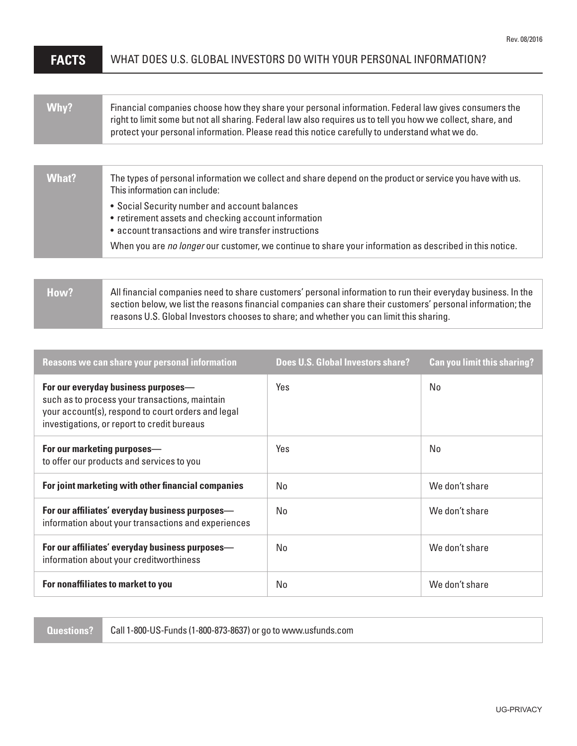Rev. 08/2016

# FACTS — WHAT DOES U.S. GLOBAL INVESTORS DO WITH YOUR PERSONAL INFORMATION?

| | |
|---|---|
| **Why?** | Financial companies choose how they share your personal information. Federal law gives consumers the right to limit some but not all sharing. Federal law also requires us to tell you how we collect, share, and protect your personal information. Please read this notice carefully to understand what we do. |

| | |
|---|---|
| **What?** | The types of personal information we collect and share depend on the product or service you have with us. This information can include:<br>• Social Security number and account balances<br>• retirement assets and checking account information<br>• account transactions and wire transfer instructions<br>When you are *no longer* our customer, we continue to share your information as described in this notice. |

| | |
|---|---|
| **How?** | All financial companies need to share customers' personal information to run their everyday business. In the section below, we list the reasons financial companies can share their customers' personal information; the reasons U.S. Global Investors chooses to share; and whether you can limit this sharing. |

| Reasons we can share your personal information | Does U.S. Global Investors share? | Can you limit this sharing? |
|---|---|---|
| **For our everyday business purposes—** such as to process your transactions, maintain your account(s), respond to court orders and legal investigations, or report to credit bureaus | Yes | No |
| **For our marketing purposes—** to offer our products and services to you | Yes | No |
| **For joint marketing with other financial companies** | No | We don't share |
| **For our affiliates' everyday business purposes—** information about your transactions and experiences | No | We don't share |
| **For our affiliates' everyday business purposes—** information about your creditworthiness | No | We don't share |
| **For nonaffiliates to market to you** | No | We don't share |

| | |
|---|---|
| **Questions?** | Call 1-800-US-Funds (1-800-873-8637) or go to www.usfunds.com |

UG-PRIVACY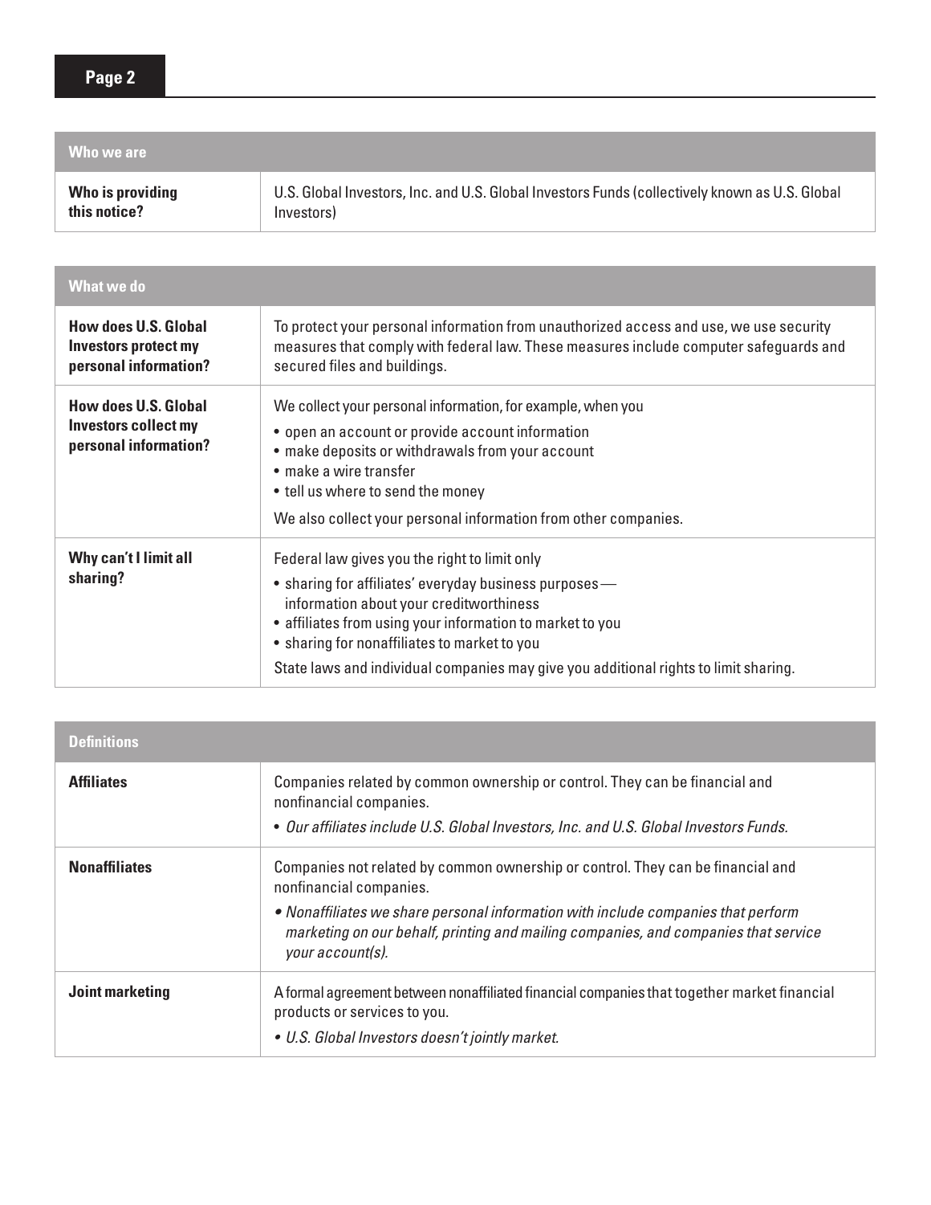| Who we are | |
|---|---|
| **Who is providing this notice?** | U.S. Global Investors, Inc. and U.S. Global Investors Funds (collectively known as U.S. Global Investors) |

| What we do | |
|---|---|
| **How does U.S. Global Investors protect my personal information?** | To protect your personal information from unauthorized access and use, we use security measures that comply with federal law. These measures include computer safeguards and secured files and buildings. |
| **How does U.S. Global Investors collect my personal information?** | We collect your personal information, for example, when you<br>• open an account or provide account information<br>• make deposits or withdrawals from your account<br>• make a wire transfer<br>• tell us where to send the money<br>We also collect your personal information from other companies. |
| **Why can't I limit all sharing?** | Federal law gives you the right to limit only<br>• sharing for affiliates' everyday business purposes — information about your creditworthiness<br>• affiliates from using your information to market to you<br>• sharing for nonaffiliates to market to you<br>State laws and individual companies may give you additional rights to limit sharing. |

| Definitions | |
|---|---|
| **Affiliates** | Companies related by common ownership or control. They can be financial and nonfinancial companies.<br>• *Our affiliates include U.S. Global Investors, Inc. and U.S. Global Investors Funds.* |
| **Nonaffiliates** | Companies not related by common ownership or control. They can be financial and nonfinancial companies.<br>• *Nonaffiliates we share personal information with include companies that perform marketing on our behalf, printing and mailing companies, and companies that service your account(s).* |
| **Joint marketing** | A formal agreement between nonaffiliated financial companies that together market financial products or services to you.<br>• *U.S. Global Investors doesn't jointly market.* |